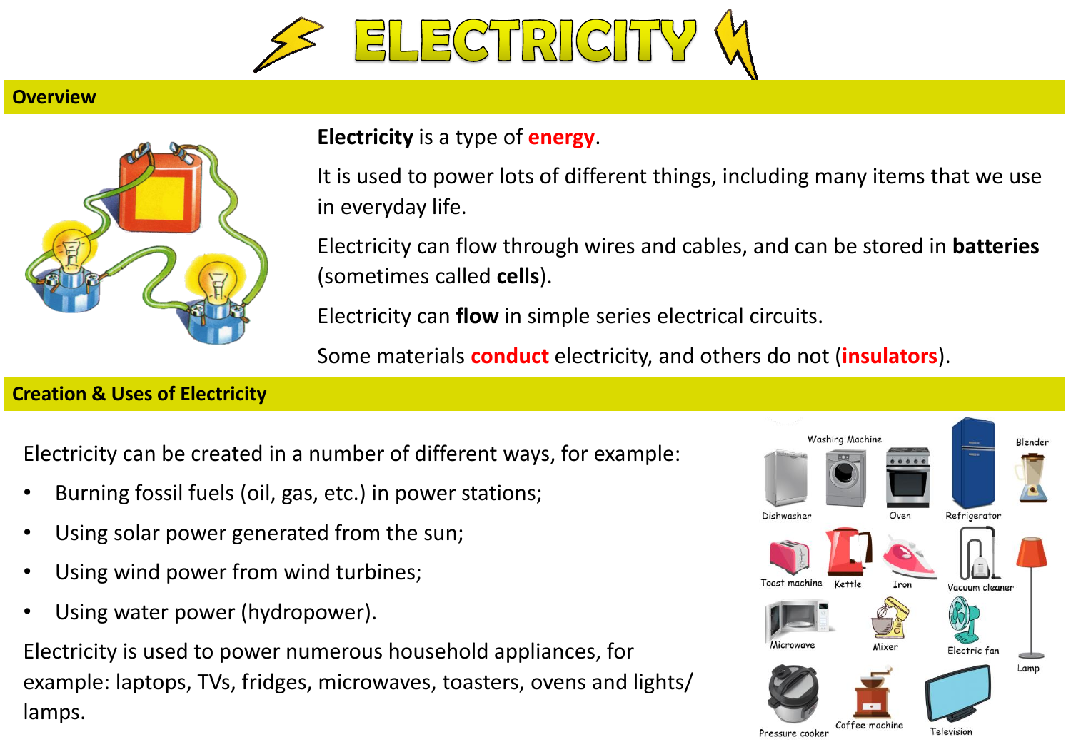# ELECTRICITY

## Overview

**Electricity** is a type of **energy**.

It is used to power lots of different things, including many items that we use in everyday life.

Electricity can flow through wires and cables, and can be stored in **batteries** (sometimes called **cells**).

Electricity can **flow** in simple series electrical circuits.

Some materials **conduct** electricity, and others do not (**insulators**).

## Creation & Uses of Electricity

Electricity can be created in a number of different ways, for example:

- Burning fossil fuels (oil, gas, etc.) in power stations;
- Using solar power generated from the sun;
- Using wind power from wind turbines;
- Using water power (hydropower).

Electricity is used to power numerous household appliances, for example: laptops, TVs, fridges, microwaves, toasters, ovens and lights/ lamps.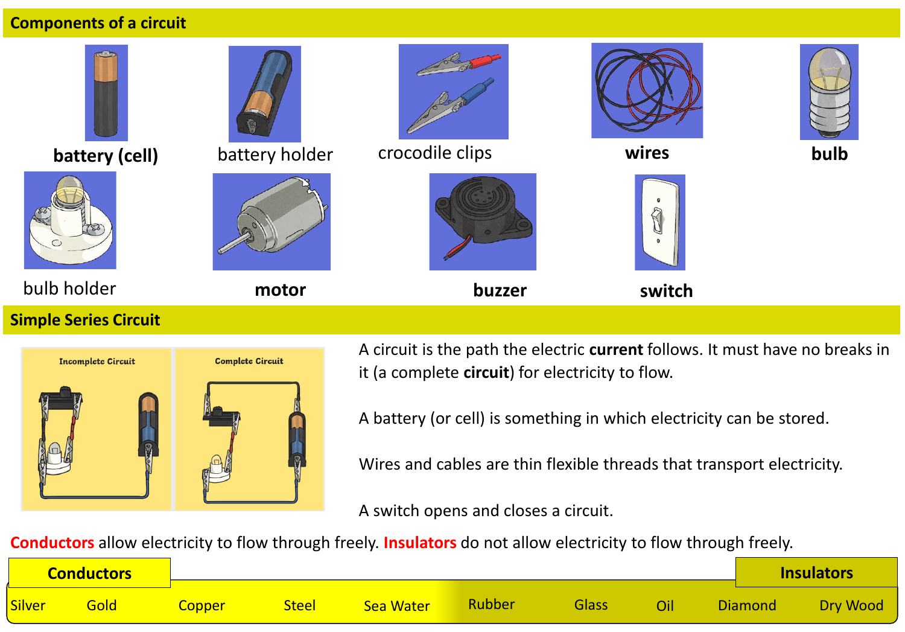## Components of a circuit

**battery (cell)**

battery holder

crocodile clips

**wires**

**bulb**

bulb holder

**motor**

**buzzer**

**switch**

## Simple Series Circuit

Incomplete Circuit

Complete Circuit

A circuit is the path the electric **current** follows. It must have no breaks in it (a complete **circuit**) for electricity to flow.

A battery (or cell) is something in which electricity can be stored.

Wires and cables are thin flexible threads that transport electricity.

A switch opens and closes a circuit.

**Conductors** allow electricity to flow through freely. **Insulators** do not allow electricity to flow through freely.

| Conductors | | | | | Insulators | | | | |
|---|---|---|---|---|---|---|---|---|---|
| Silver | Gold | Copper | Steel | Sea Water | Rubber | Glass | Oil | Diamond | Dry Wood |